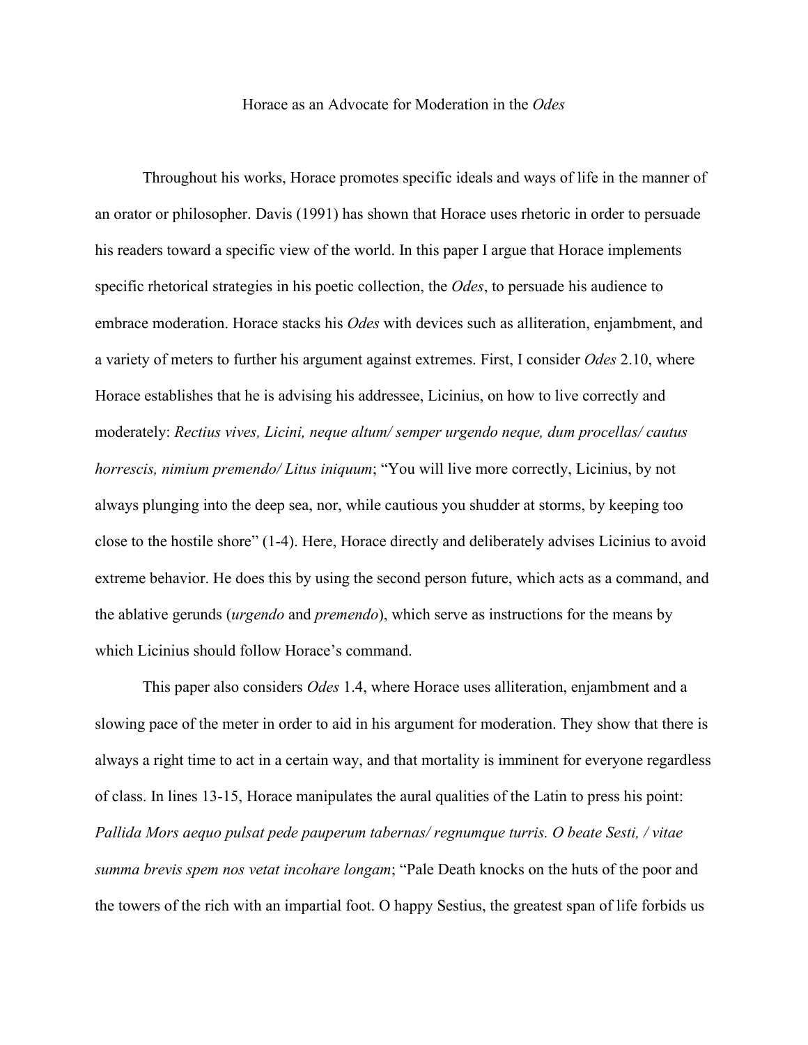# Horace as an Advocate for Moderation in the *Odes*

Throughout his works, Horace promotes specific ideals and ways of life in the manner of an orator or philosopher. Davis (1991) has shown that Horace uses rhetoric in order to persuade his readers toward a specific view of the world. In this paper I argue that Horace implements specific rhetorical strategies in his poetic collection, the *Odes*, to persuade his audience to embrace moderation. Horace stacks his *Odes* with devices such as alliteration, enjambment, and a variety of meters to further his argument against extremes. First, I consider *Odes* 2.10, where Horace establishes that he is advising his addressee, Licinius, on how to live correctly and moderately: *Rectius vives, Licini, neque altum/ semper urgendo neque, dum procellas/ cautus horrescis, nimium premendo/ Litus iniquum*; "You will live more correctly, Licinius, by not always plunging into the deep sea, nor, while cautious you shudder at storms, by keeping too close to the hostile shore" (1-4). Here, Horace directly and deliberately advises Licinius to avoid extreme behavior. He does this by using the second person future, which acts as a command, and the ablative gerunds (*urgendo* and *premendo*), which serve as instructions for the means by which Licinius should follow Horace's command.

This paper also considers *Odes* 1.4, where Horace uses alliteration, enjambment and a slowing pace of the meter in order to aid in his argument for moderation. They show that there is always a right time to act in a certain way, and that mortality is imminent for everyone regardless of class. In lines 13-15, Horace manipulates the aural qualities of the Latin to press his point: *Pallida Mors aequo pulsat pede pauperum tabernas/ regnumque turris. O beate Sesti, / vitae summa brevis spem nos vetat incohare longam*; "Pale Death knocks on the huts of the poor and the towers of the rich with an impartial foot. O happy Sestius, the greatest span of life forbids us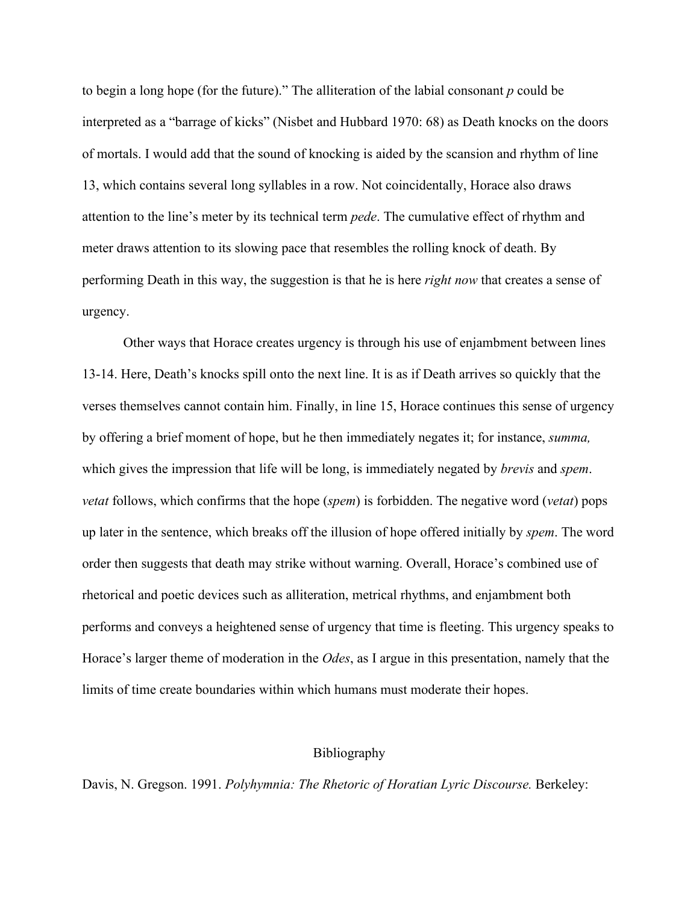to begin a long hope (for the future)." The alliteration of the labial consonant *p* could be interpreted as a "barrage of kicks" (Nisbet and Hubbard 1970: 68) as Death knocks on the doors of mortals. I would add that the sound of knocking is aided by the scansion and rhythm of line 13, which contains several long syllables in a row. Not coincidentally, Horace also draws attention to the line's meter by its technical term *pede*. The cumulative effect of rhythm and meter draws attention to its slowing pace that resembles the rolling knock of death. By performing Death in this way, the suggestion is that he is here *right now* that creates a sense of urgency.

Other ways that Horace creates urgency is through his use of enjambment between lines 13-14. Here, Death's knocks spill onto the next line. It is as if Death arrives so quickly that the verses themselves cannot contain him. Finally, in line 15, Horace continues this sense of urgency by offering a brief moment of hope, but he then immediately negates it; for instance, *summa,* which gives the impression that life will be long, is immediately negated by *brevis* and *spem*. *vetat* follows, which confirms that the hope (*spem*) is forbidden. The negative word (*vetat*) pops up later in the sentence, which breaks off the illusion of hope offered initially by *spem*. The word order then suggests that death may strike without warning. Overall, Horace's combined use of rhetorical and poetic devices such as alliteration, metrical rhythms, and enjambment both performs and conveys a heightened sense of urgency that time is fleeting. This urgency speaks to Horace's larger theme of moderation in the *Odes*, as I argue in this presentation, namely that the limits of time create boundaries within which humans must moderate their hopes.

## Bibliography

Davis, N. Gregson. 1991. *Polyhymnia: The Rhetoric of Horatian Lyric Discourse.* Berkeley: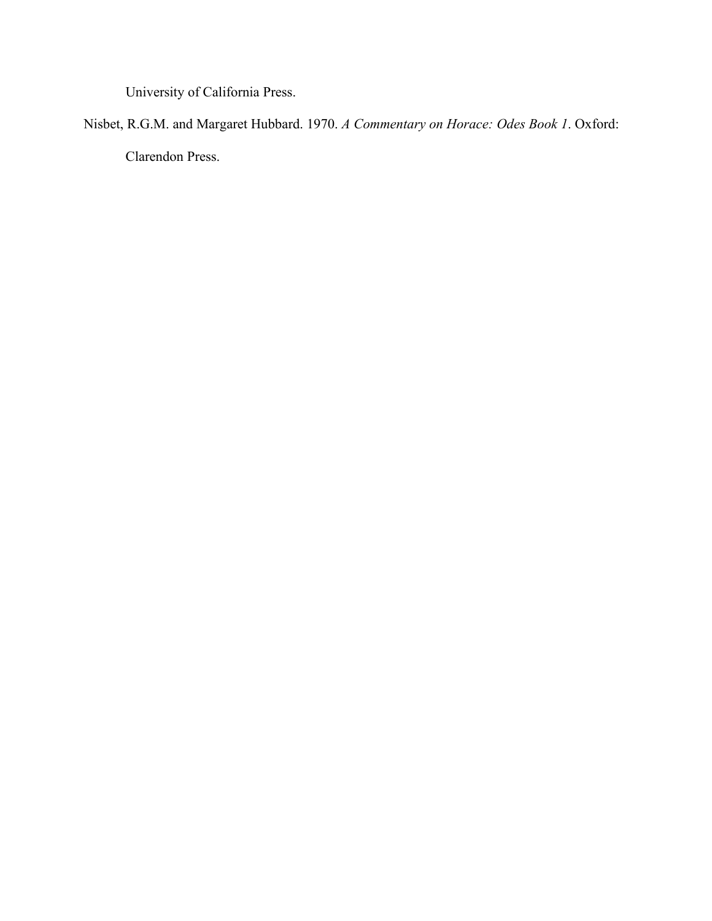University of California Press.

Nisbet, R.G.M. and Margaret Hubbard. 1970. *A Commentary on Horace: Odes Book 1*. Oxford: Clarendon Press.